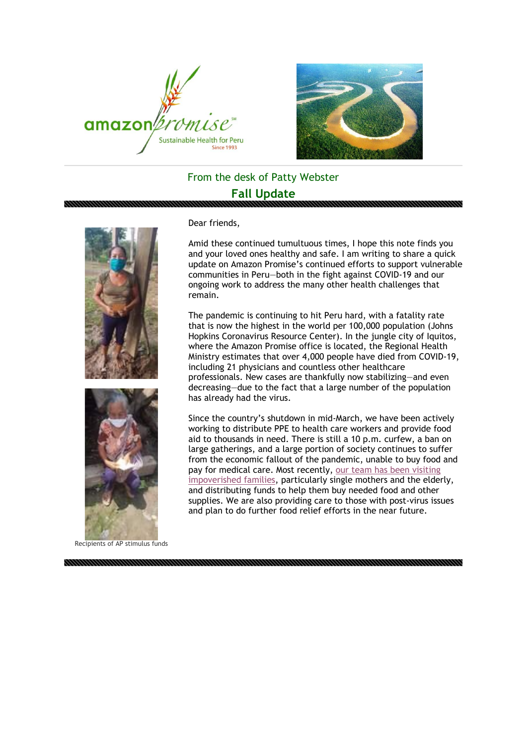amazon promise[SM]

Sustainable Health for Peru

Since 1993

From the desk of Patty Webster

## Fall Update

Dear friends,

Amid these continued tumultuous times, I hope this note finds you and your loved ones healthy and safe. I am writing to share a quick update on Amazon Promise's continued efforts to support vulnerable communities in Peru—both in the fight against COVID-19 and our ongoing work to address the many other health challenges that remain.

The pandemic is continuing to hit Peru hard, with a fatality rate that is now the highest in the world per 100,000 population (Johns Hopkins Coronavirus Resource Center). In the jungle city of Iquitos, where the Amazon Promise office is located, the Regional Health Ministry estimates that over 4,000 people have died from COVID-19, including 21 physicians and countless other healthcare professionals. New cases are thankfully now stabilizing—and even decreasing—due to the fact that a large number of the population has already had the virus.

Since the country's shutdown in mid-March, we have been actively working to distribute PPE to health care workers and provide food aid to thousands in need. There is still a 10 p.m. curfew, a ban on large gatherings, and a large portion of society continues to suffer from the economic fallout of the pandemic, unable to buy food and pay for medical care. Most recently, our team has been visiting impoverished families, particularly single mothers and the elderly, and distributing funds to help them buy needed food and other supplies. We are also providing care to those with post-virus issues and plan to do further food relief efforts in the near future.

Recipients of AP stimulus funds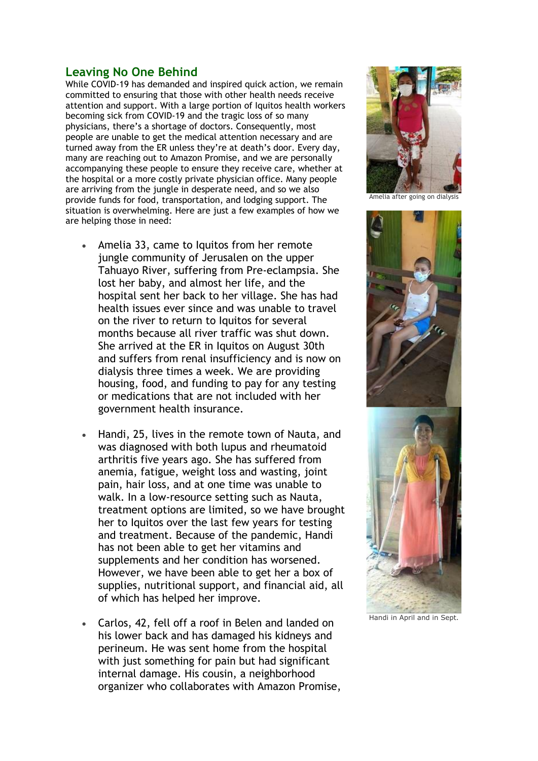## Leaving No One Behind

While COVID-19 has demanded and inspired quick action, we remain committed to ensuring that those with other health needs receive attention and support. With a large portion of Iquitos health workers becoming sick from COVID-19 and the tragic loss of so many physicians, there's a shortage of doctors. Consequently, most people are unable to get the medical attention necessary and are turned away from the ER unless they're at death's door. Every day, many are reaching out to Amazon Promise, and we are personally accompanying these people to ensure they receive care, whether at the hospital or a more costly private physician office. Many people are arriving from the jungle in desperate need, and so we also provide funds for food, transportation, and lodging support. The situation is overwhelming. Here are just a few examples of how we are helping those in need:

- Amelia 33, came to Iquitos from her remote jungle community of Jerusalen on the upper Tahuayo River, suffering from Pre-eclampsia. She lost her baby, and almost her life, and the hospital sent her back to her village. She has had health issues ever since and was unable to travel on the river to return to Iquitos for several months because all river traffic was shut down. She arrived at the ER in Iquitos on August 30th and suffers from renal insufficiency and is now on dialysis three times a week. We are providing housing, food, and funding to pay for any testing or medications that are not included with her government health insurance.

- Handi, 25, lives in the remote town of Nauta, and was diagnosed with both lupus and rheumatoid arthritis five years ago. She has suffered from anemia, fatigue, weight loss and wasting, joint pain, hair loss, and at one time was unable to walk. In a low-resource setting such as Nauta, treatment options are limited, so we have brought her to Iquitos over the last few years for testing and treatment. Because of the pandemic, Handi has not been able to get her vitamins and supplements and her condition has worsened. However, we have been able to get her a box of supplies, nutritional support, and financial aid, all of which has helped her improve.

- Carlos, 42, fell off a roof in Belen and landed on his lower back and has damaged his kidneys and perineum. He was sent home from the hospital with just something for pain but had significant internal damage. His cousin, a neighborhood organizer who collaborates with Amazon Promise,

Amelia after going on dialysis

Handi in April and in Sept.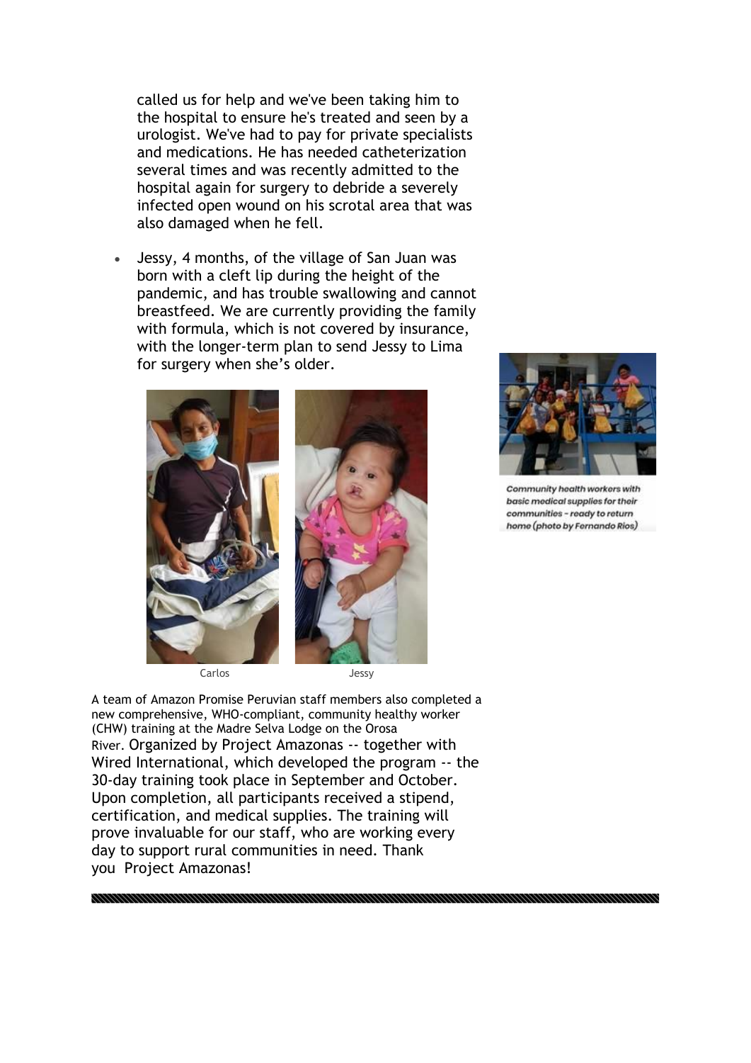called us for help and we've been taking him to the hospital to ensure he's treated and seen by a urologist. We've had to pay for private specialists and medications. He has needed catheterization several times and was recently admitted to the hospital again for surgery to debride a severely infected open wound on his scrotal area that was also damaged when he fell.

- Jessy, 4 months, of the village of San Juan was born with a cleft lip during the height of the pandemic, and has trouble swallowing and cannot breastfeed. We are currently providing the family with formula, which is not covered by insurance, with the longer-term plan to send Jessy to Lima for surgery when she's older.

Carlos

Jessy

*Community health workers with basic medical supplies for their communities - ready to return home (photo by Fernando Rios)*

A team of Amazon Promise Peruvian staff members also completed a new comprehensive, WHO-compliant, community healthy worker (CHW) training at the Madre Selva Lodge on the Orosa River. Organized by Project Amazonas -- together with Wired International, which developed the program -- the 30-day training took place in September and October. Upon completion, all participants received a stipend, certification, and medical supplies. The training will prove invaluable for our staff, who are working every day to support rural communities in need. Thank you Project Amazonas!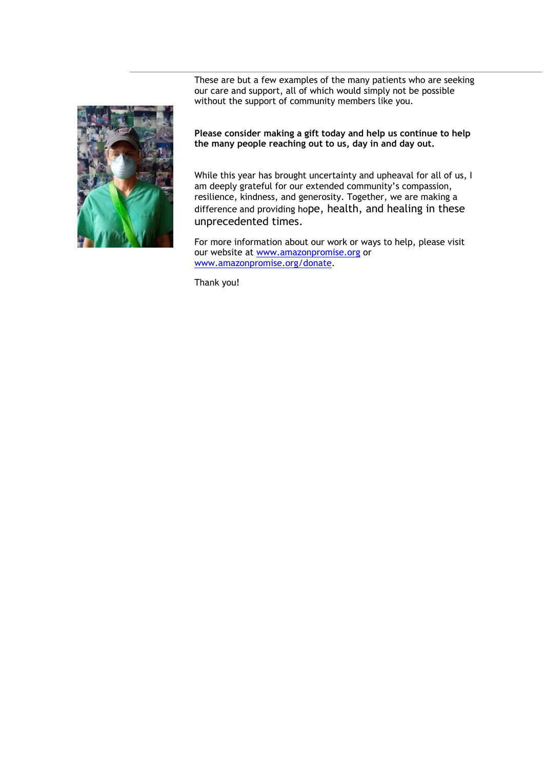These are but a few examples of the many patients who are seeking our care and support, all of which would simply not be possible without the support of community members like you.

**Please consider making a gift today and help us continue to help the many people reaching out to us, day in and day out.**

While this year has brought uncertainty and upheaval for all of us, I am deeply grateful for our extended community's compassion, resilience, kindness, and generosity. Together, we are making a difference and providing hope, health, and healing in these unprecedented times.

For more information about our work or ways to help, please visit our website at www.amazonpromise.org or www.amazonpromise.org/donate.

Thank you!